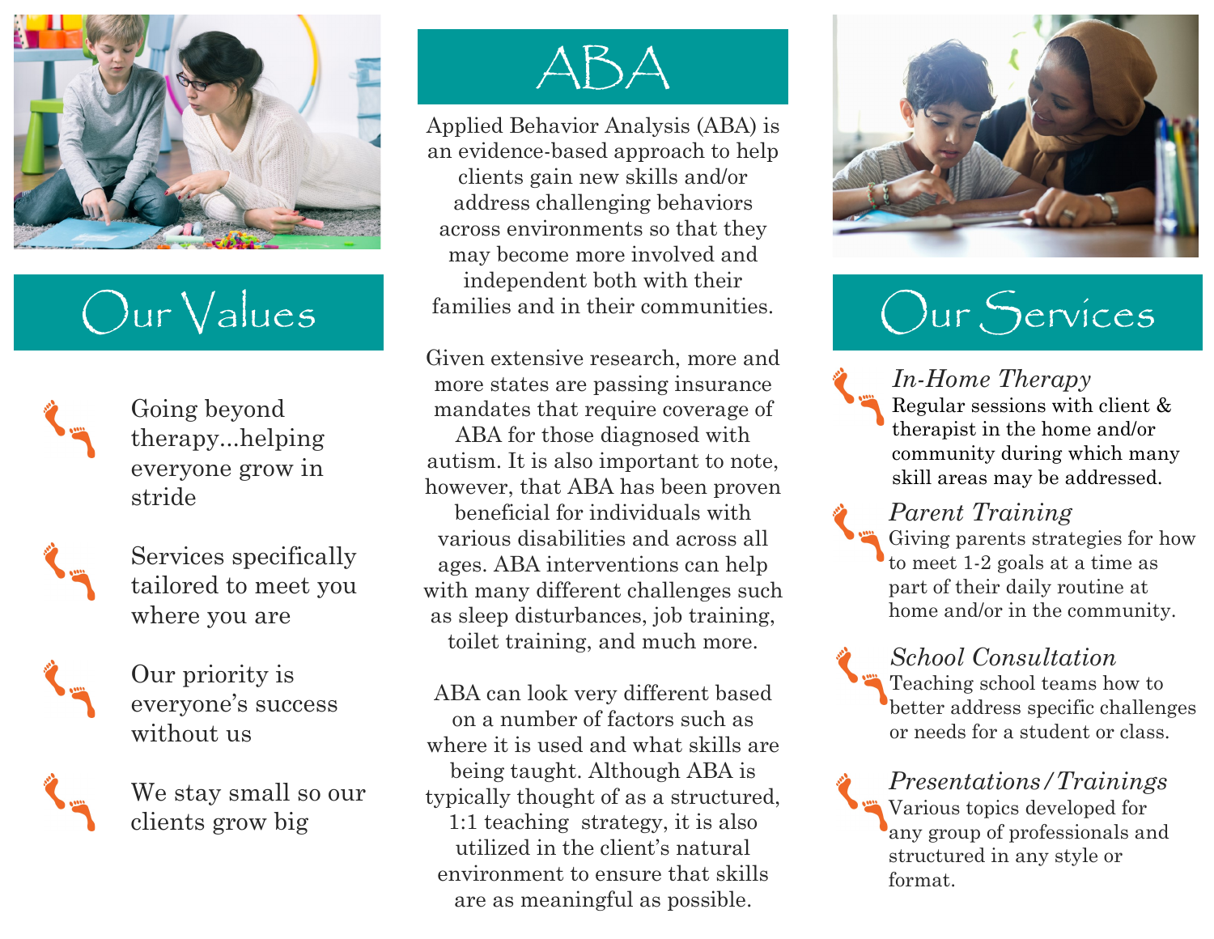## Our Values

- Going beyond therapy...helping everyone grow in stride
- Services specifically tailored to meet you where you are
- Our priority is everyone's success without us
- We stay small so our clients grow big

## ABA

Applied Behavior Analysis (ABA) is an evidence-based approach to help clients gain new skills and/or address challenging behaviors across environments so that they may become more involved and independent both with their families and in their communities.

Given extensive research, more and more states are passing insurance mandates that require coverage of ABA for those diagnosed with autism. It is also important to note, however, that ABA has been proven beneficial for individuals with various disabilities and across all ages. ABA interventions can help with many different challenges such as sleep disturbances, job training, toilet training, and much more.

ABA can look very different based on a number of factors such as where it is used and what skills are being taught. Although ABA is typically thought of as a structured, 1:1 teaching strategy, it is also utilized in the client's natural environment to ensure that skills are as meaningful as possible.

## Our Services

*In-Home Therapy*
Regular sessions with client & therapist in the home and/or community during which many skill areas may be addressed.

*Parent Training*
Giving parents strategies for how to meet 1-2 goals at a time as part of their daily routine at home and/or in the community.

*School Consultation*
Teaching school teams how to better address specific challenges or needs for a student or class.

*Presentations/Trainings*
Various topics developed for any group of professionals and structured in any style or format.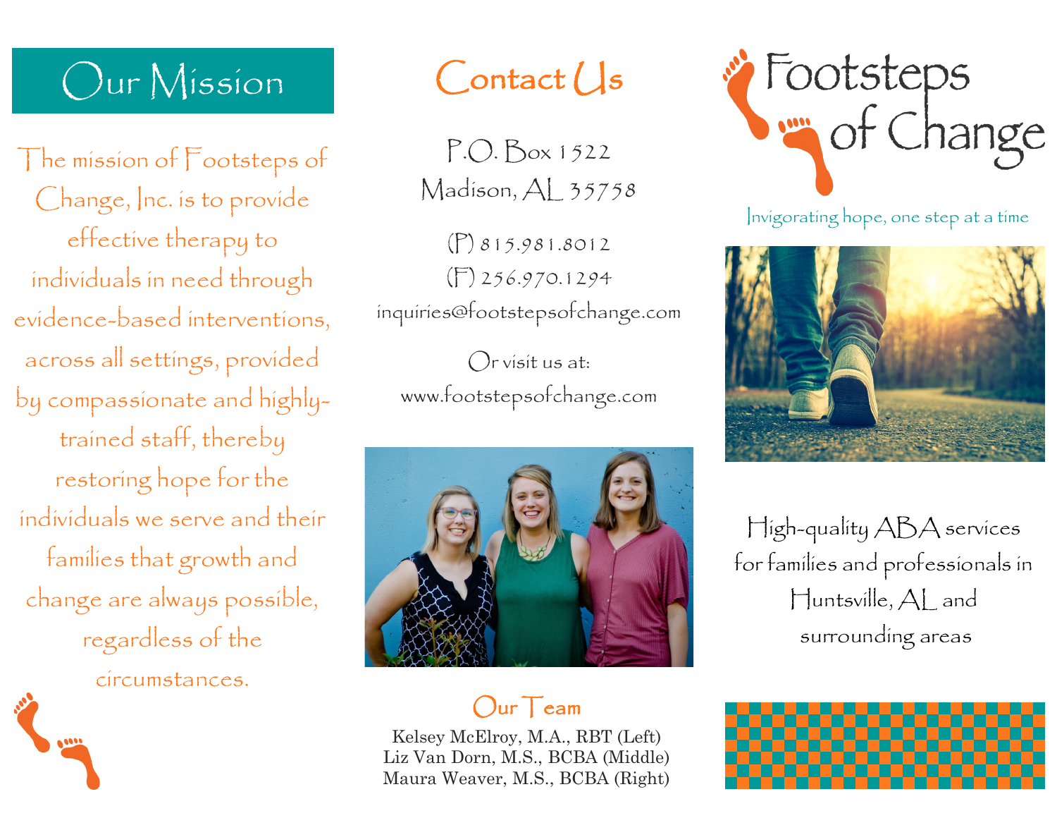## Our Mission

The mission of Footsteps of Change, Inc. is to provide effective therapy to individuals in need through evidence-based interventions, across all settings, provided by compassionate and highly-trained staff, thereby restoring hope for the individuals we serve and their families that growth and change are always possible, regardless of the circumstances.

## Contact Us

P.O. Box 1522
Madison, AL 35758

(P) 815.981.8012
(F) 256.970.1294
inquiries@footstepsofchange.com

Or visit us at:
www.footstepsofchange.com

### Our Team

Kelsey McElroy, M.A., RBT (Left)
Liz Van Dorn, M.S., BCBA (Middle)
Maura Weaver, M.S., BCBA (Right)

# Footsteps of Change

Invigorating hope, one step at a time

High-quality ABA services for families and professionals in Huntsville, AL and surrounding areas